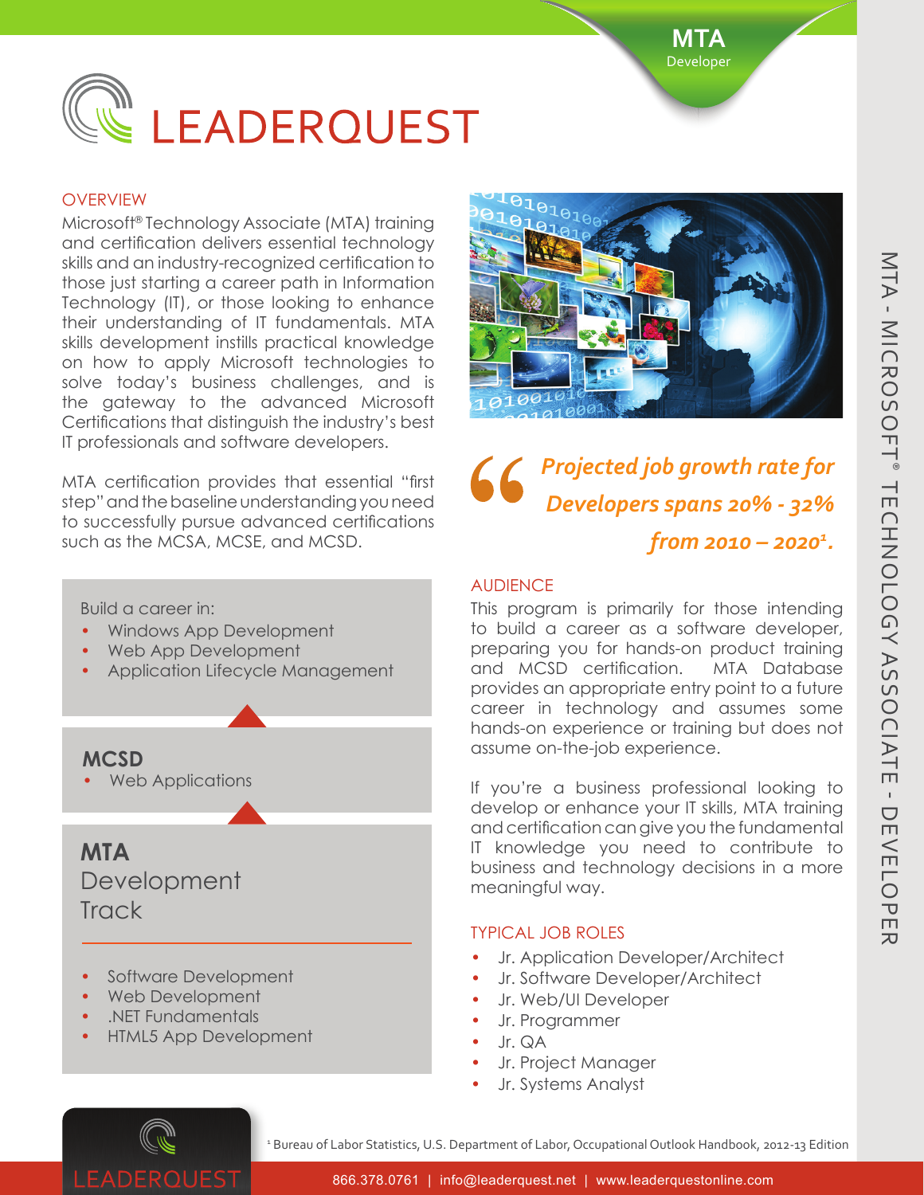# MTA Developer

# LEADERQUEST

## OVERVIEW

Microsoft® Technology Associate (MTA) training and certification delivers essential technology skills and an industry-recognized certification to those just starting a career path in Information Technology (IT), or those looking to enhance their understanding of IT fundamentals. MTA skills development instills practical knowledge on how to apply Microsoft technologies to solve today's business challenges, and is the gateway to the advanced Microsoft Certifications that distinguish the industry's best IT professionals and software developers.

MTA certification provides that essential "first step" and the baseline understanding you need to successfully pursue advanced certifications such as the MCSA, MCSE, and MCSD.

Build a career in:

- Windows App Development
- Web App Development
- Application Lifecycle Management

**MCSD**

- Web Applications

**MTA**
Development Track

- Software Development
- Web Development
- .NET Fundamentals
- HTML5 App Development

> *"Projected job growth rate for Developers spans 20% - 32% from 2010 – 2020[1].*

## AUDIENCE

This program is primarily for those intending to build a career as a software developer, preparing you for hands-on product training and MCSD certification. MTA Database provides an appropriate entry point to a future career in technology and assumes some hands-on experience or training but does not assume on-the-job experience.

If you're a business professional looking to develop or enhance your IT skills, MTA training and certification can give you the fundamental IT knowledge you need to contribute to business and technology decisions in a more meaningful way.

## TYPICAL JOB ROLES

- Jr. Application Developer/Architect
- Jr. Software Developer/Architect
- Jr. Web/UI Developer
- Jr. Programmer
- Jr. QA
- Jr. Project Manager
- Jr. Systems Analyst

MTA - MICROSOFT® TECHNOLOGY ASSOCIATE - DEVELOPER

[1] Bureau of Labor Statistics, U.S. Department of Labor, Occupational Outlook Handbook, 2012-13 Edition

LEADERQUEST

866.378.0761 | info@leaderquest.net | www.leaderquestonline.com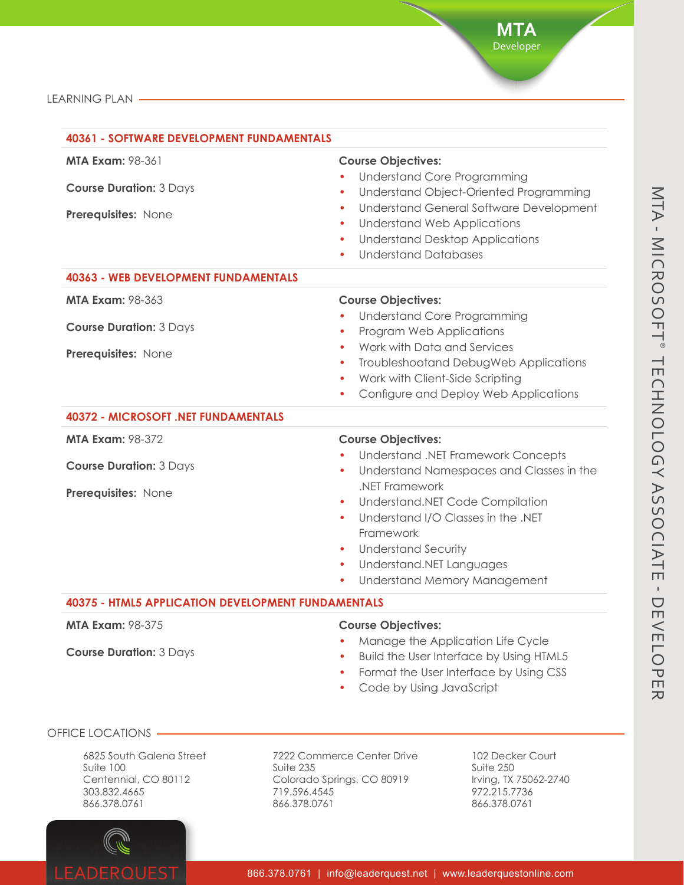MTA
Developer

LEARNING PLAN

## 40361 - SOFTWARE DEVELOPMENT FUNDAMENTALS

**MTA Exam:** 98-361

**Course Duration:** 3 Days

**Prerequisites:** None

**Course Objectives:**

- Understand Core Programming
- Understand Object-Oriented Programming
- Understand General Software Development
- Understand Web Applications
- Understand Desktop Applications
- Understand Databases

## 40363 - WEB DEVELOPMENT FUNDAMENTALS

**MTA Exam:** 98-363

**Course Duration:** 3 Days

**Prerequisites:** None

**Course Objectives:**

- Understand Core Programming
- Program Web Applications
- Work with Data and Services
- Troubleshootand DebugWeb Applications
- Work with Client-Side Scripting
- Configure and Deploy Web Applications

## 40372 - MICROSOFT .NET FUNDAMENTALS

**MTA Exam:** 98-372

**Course Duration:** 3 Days

**Prerequisites:** None

**Course Objectives:**

- Understand .NET Framework Concepts
- Understand Namespaces and Classes in the .NET Framework
- Understand.NET Code Compilation
- Understand I/O Classes in the .NET Framework
- Understand Security
- Understand.NET Languages
- Understand Memory Management

## 40375 - HTML5 APPLICATION DEVELOPMENT FUNDAMENTALS

**MTA Exam:** 98-375

**Course Duration:** 3 Days

**Course Objectives:**

- Manage the Application Life Cycle
- Build the User Interface by Using HTML5
- Format the User Interface by Using CSS
- Code by Using JavaScript

OFFICE LOCATIONS

6825 South Galena Street
Suite 100
Centennial, CO 80112
303.832.4665
866.378.0761

7222 Commerce Center Drive
Suite 235
Colorado Springs, CO 80919
719.596.4545
866.378.0761

102 Decker Court
Suite 250
Irving, TX 75062-2740
972.215.7736
866.378.0761

LEADERQUEST

866.378.0761 | info@leaderquest.net | www.leaderquestonline.com

MTA - MICROSOFT® TECHNOLOGY ASSOCIATE - DEVELOPER